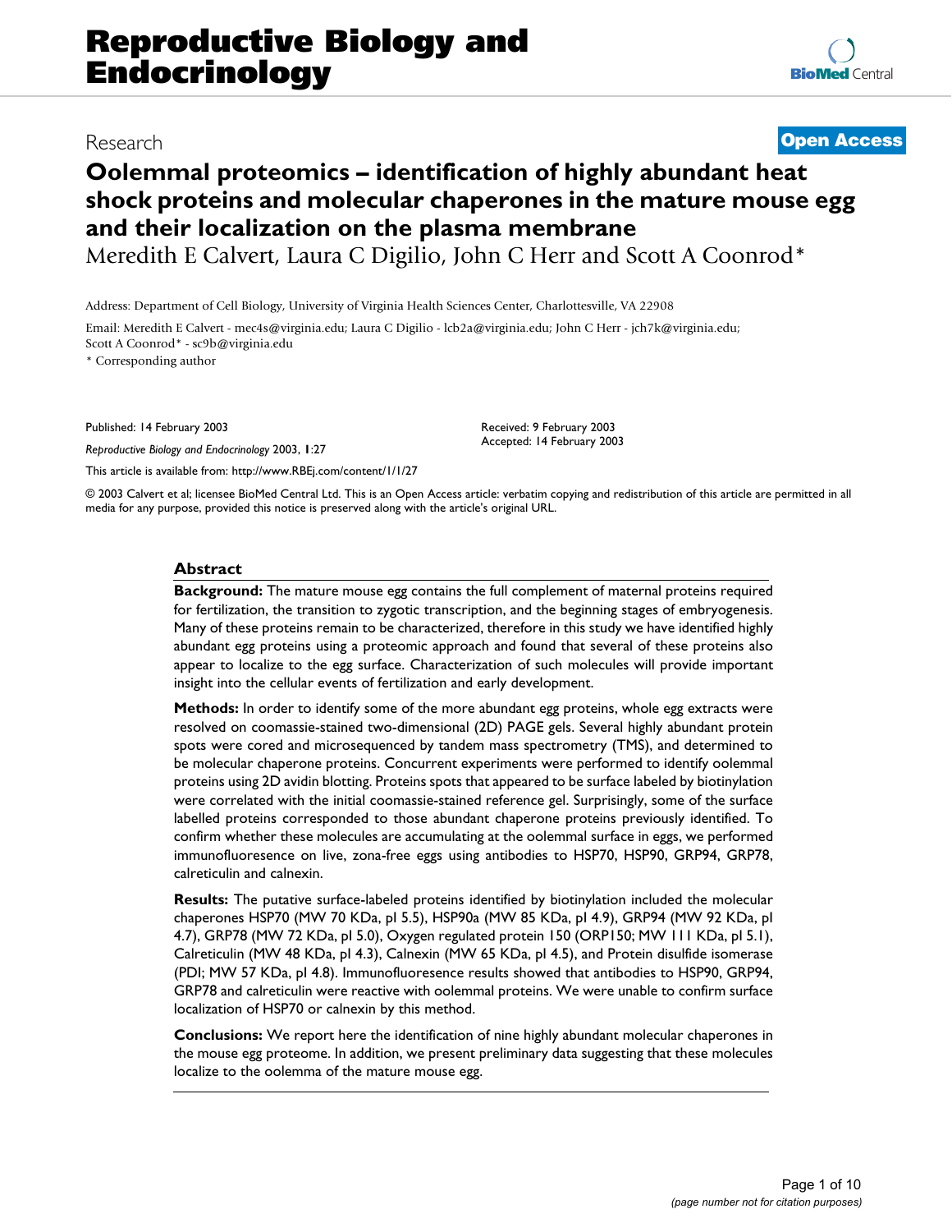# Reproductive Biology and Endocrinology

Research **Open Access**

# Oolemmal proteomics – identification of highly abundant heat shock proteins and molecular chaperones in the mature mouse egg and their localization on the plasma membrane

Meredith E Calvert, Laura C Digilio, John C Herr and Scott A Coonrod*

Address: Department of Cell Biology, University of Virginia Health Sciences Center, Charlottesville, VA 22908

Email: Meredith E Calvert - mec4s@virginia.edu; Laura C Digilio - lcb2a@virginia.edu; John C Herr - jch7k@virginia.edu; Scott A Coonrod* - sc9b@virginia.edu

* Corresponding author

Published: 14 February 2003

*Reproductive Biology and Endocrinology* 2003, **1**:27

This article is available from: http://www.RBEj.com/content/1/1/27

Received: 9 February 2003
Accepted: 14 February 2003

© 2003 Calvert et al; licensee BioMed Central Ltd. This is an Open Access article: verbatim copying and redistribution of this article are permitted in all media for any purpose, provided this notice is preserved along with the article's original URL.

## Abstract

**Background:** The mature mouse egg contains the full complement of maternal proteins required for fertilization, the transition to zygotic transcription, and the beginning stages of embryogenesis. Many of these proteins remain to be characterized, therefore in this study we have identified highly abundant egg proteins using a proteomic approach and found that several of these proteins also appear to localize to the egg surface. Characterization of such molecules will provide important insight into the cellular events of fertilization and early development.

**Methods:** In order to identify some of the more abundant egg proteins, whole egg extracts were resolved on coomassie-stained two-dimensional (2D) PAGE gels. Several highly abundant protein spots were cored and microsequenced by tandem mass spectrometry (TMS), and determined to be molecular chaperone proteins. Concurrent experiments were performed to identify oolemmal proteins using 2D avidin blotting. Proteins spots that appeared to be surface labeled by biotinylation were correlated with the initial coomassie-stained reference gel. Surprisingly, some of the surface labelled proteins corresponded to those abundant chaperone proteins previously identified. To confirm whether these molecules are accumulating at the oolemmal surface in eggs, we performed immunofluoresence on live, zona-free eggs using antibodies to HSP70, HSP90, GRP94, GRP78, calreticulin and calnexin.

**Results:** The putative surface-labeled proteins identified by biotinylation included the molecular chaperones HSP70 (MW 70 KDa, pI 5.5), HSP90a (MW 85 KDa, pI 4.9), GRP94 (MW 92 KDa, pI 4.7), GRP78 (MW 72 KDa, pI 5.0), Oxygen regulated protein 150 (ORP150; MW 111 KDa, pI 5.1), Calreticulin (MW 48 KDa, pI 4.3), Calnexin (MW 65 KDa, pI 4.5), and Protein disulfide isomerase (PDI; MW 57 KDa, pI 4.8). Immunofluorescence results showed that antibodies to HSP90, GRP94, GRP78 and calreticulin were reactive with oolemmal proteins. We were unable to confirm surface localization of HSP70 or calnexin by this method.

**Conclusions:** We report here the identification of nine highly abundant molecular chaperones in the mouse egg proteome. In addition, we present preliminary data suggesting that these molecules localize to the oolemma of the mature mouse egg.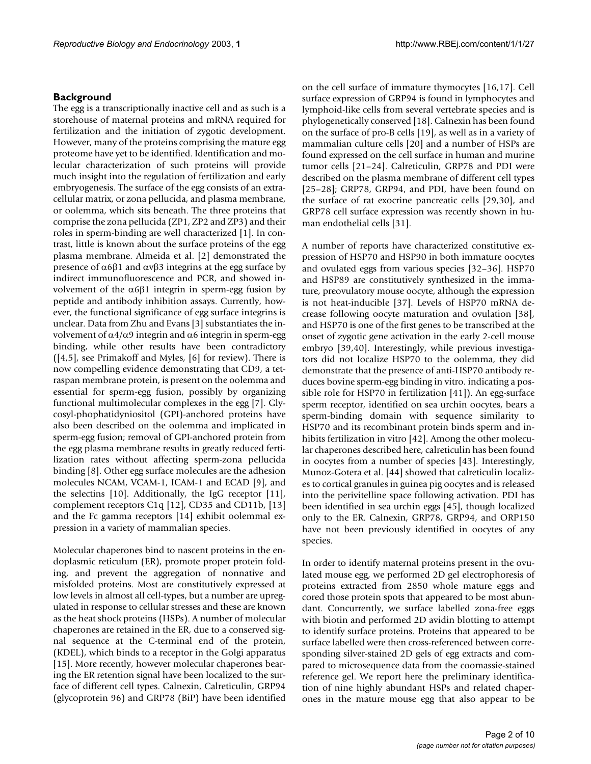## Background

The egg is a transcriptionally inactive cell and as such is a storehouse of maternal proteins and mRNA required for fertilization and the initiation of zygotic development. However, many of the proteins comprising the mature egg proteome have yet to be identified. Identification and molecular characterization of such proteins will provide much insight into the regulation of fertilization and early embryogenesis. The surface of the egg consists of an extracellular matrix, or zona pellucida, and plasma membrane, or oolemma, which sits beneath. The three proteins that comprise the zona pellucida (ZP1, ZP2 and ZP3) and their roles in sperm-binding are well characterized [1]. In contrast, little is known about the surface proteins of the egg plasma membrane. Almeida et al. [2] demonstrated the presence of $\alpha6\beta1$ and $\alpha v\beta3$ integrins at the egg surface by indirect immunofluorescence and PCR, and showed involvement of the $\alpha6\beta1$ integrin in sperm-egg fusion by peptide and antibody inhibition assays. Currently, however, the functional significance of egg surface integrins is unclear. Data from Zhu and Evans [3] substantiates the involvement of $\alpha4/\alpha9$ integrin and $\alpha6$ integrin in sperm-egg binding, while other results have been contradictory ([4,5], see Primakoff and Myles, [6] for review). There is now compelling evidence demonstrating that CD9, a tetraspan membrane protein, is present on the oolemma and essential for sperm-egg fusion, possibly by organizing functional multimolecular complexes in the egg [7]. Glycosyl-phophatidyniositol (GPI)-anchored proteins have also been described on the oolemma and implicated in sperm-egg fusion; removal of GPI-anchored protein from the egg plasma membrane results in greatly reduced fertilization rates without affecting sperm-zona pellucida binding [8]. Other egg surface molecules are the adhesion molecules NCAM, VCAM-1, ICAM-1 and ECAD [9], and the selectins [10]. Additionally, the IgG receptor [11], complement receptors C1q [12], CD35 and CD11b, [13] and the Fc gamma receptors [14] exhibit oolemmal expression in a variety of mammalian species.

Molecular chaperones bind to nascent proteins in the endoplasmic reticulum (ER), promote proper protein folding, and prevent the aggregation of nonnative and misfolded proteins. Most are constitutively expressed at low levels in almost all cell-types, but a number are upregulated in response to cellular stresses and these are known as the heat shock proteins (HSPs). A number of molecular chaperones are retained in the ER, due to a conserved signal sequence at the C-terminal end of the protein, (KDEL), which binds to a receptor in the Golgi apparatus [15]. More recently, however molecular chaperones bearing the ER retention signal have been localized to the surface of different cell types. Calnexin, Calreticulin, GRP94 (glycoprotein 96) and GRP78 (BiP) have been identified on the cell surface of immature thymocytes [16,17]. Cell surface expression of GRP94 is found in lymphocytes and lymphoid-like cells from several vertebrate species and is phylogenetically conserved [18]. Calnexin has been found on the surface of pro-B cells [19], as well as in a variety of mammalian culture cells [20] and a number of HSPs are found expressed on the cell surface in human and murine tumor cells [21–24]. Calreticulin, GRP78 and PDI were described on the plasma membrane of different cell types [25–28]; GRP78, GRP94, and PDI, have been found on the surface of rat exocrine pancreatic cells [29,30], and GRP78 cell surface expression was recently shown in human endothelial cells [31].

A number of reports have characterized constitutive expression of HSP70 and HSP90 in both immature oocytes and ovulated eggs from various species [32–36]. HSP70 and HSP89 are constitutively synthesized in the immature, preovulatory mouse oocyte, although the expression is not heat-inducible [37]. Levels of HSP70 mRNA decrease following oocyte maturation and ovulation [38], and HSP70 is one of the first genes to be transcribed at the onset of zygotic gene activation in the early 2-cell mouse embryo [39,40]. Interestingly, while previous investigators did not localize HSP70 to the oolemma, they did demonstrate that the presence of anti-HSP70 antibody reduces bovine sperm-egg binding in vitro. indicating a possible role for HSP70 in fertilization [41]). An egg-surface sperm receptor, identified on sea urchin oocytes, bears a sperm-binding domain with sequence similarity to HSP70 and its recombinant protein binds sperm and inhibits fertilization in vitro [42]. Among the other molecular chaperones described here, calreticulin has been found in oocytes from a number of species [43]. Interestingly, Munoz-Gotera et al. [44] showed that calreticulin localizes to cortical granules in guinea pig oocytes and is released into the perivitelline space following activation. PDI has been identified in sea urchin eggs [45], though localized only to the ER. Calnexin, GRP78, GRP94, and ORP150 have not been previously identified in oocytes of any species.

In order to identify maternal proteins present in the ovulated mouse egg, we performed 2D gel electrophoresis of proteins extracted from 2850 whole mature eggs and cored those protein spots that appeared to be most abundant. Concurrently, we surface labelled zona-free eggs with biotin and performed 2D avidin blotting to attempt to identify surface proteins. Proteins that appeared to be surface labelled were then cross-referenced between corresponding silver-stained 2D gels of egg extracts and compared to microsequence data from the coomassie-stained reference gel. We report here the preliminary identification of nine highly abundant HSPs and related chaperones in the mature mouse egg that also appear to be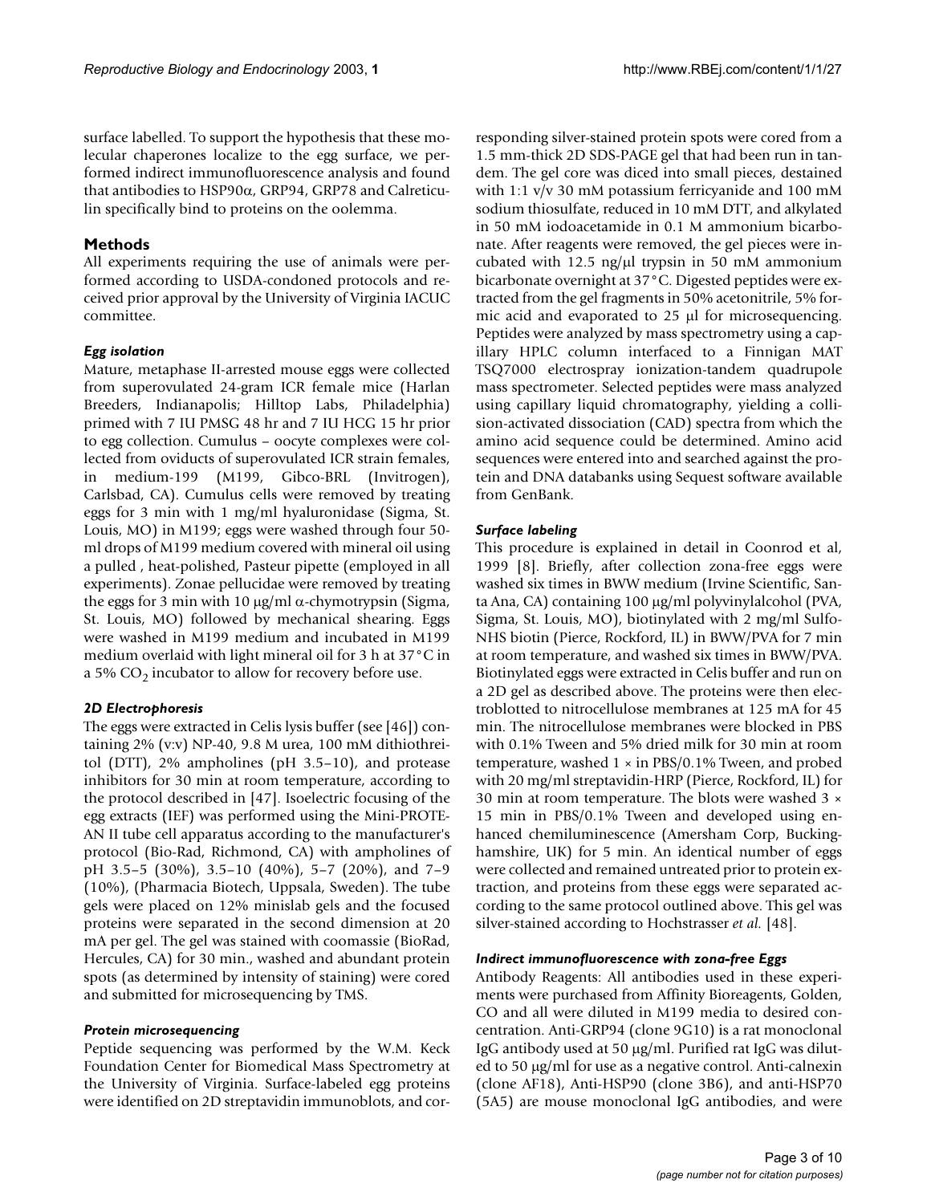surface labelled. To support the hypothesis that these molecular chaperones localize to the egg surface, we performed indirect immunofluorescence analysis and found that antibodies to HSP90α, GRP94, GRP78 and Calreticulin specifically bind to proteins on the oolemma.

## Methods

All experiments requiring the use of animals were performed according to USDA-condoned protocols and received prior approval by the University of Virginia IACUC committee.

### *Egg isolation*

Mature, metaphase II-arrested mouse eggs were collected from superovulated 24-gram ICR female mice (Harlan Breeders, Indianapolis; Hilltop Labs, Philadelphia) primed with 7 IU PMSG 48 hr and 7 IU HCG 15 hr prior to egg collection. Cumulus – oocyte complexes were collected from oviducts of superovulated ICR strain females, in medium-199 (M199, Gibco-BRL (Invitrogen), Carlsbad, CA). Cumulus cells were removed by treating eggs for 3 min with 1 mg/ml hyaluronidase (Sigma, St. Louis, MO) in M199; eggs were washed through four 50-ml drops of M199 medium covered with mineral oil using a pulled , heat-polished, Pasteur pipette (employed in all experiments). Zonae pellucidae were removed by treating the eggs for 3 min with 10 μg/ml α-chymotrypsin (Sigma, St. Louis, MO) followed by mechanical shearing. Eggs were washed in M199 medium and incubated in M199 medium overlaid with light mineral oil for 3 h at 37°C in a 5% $CO_2$ incubator to allow for recovery before use.

### *2D Electrophoresis*

The eggs were extracted in Celis lysis buffer (see [46]) containing 2% (v:v) NP-40, 9.8 M urea, 100 mM dithiothreitol (DTT), 2% ampholines (pH 3.5–10), and protease inhibitors for 30 min at room temperature, according to the protocol described in [47]. Isoelectric focusing of the egg extracts (IEF) was performed using the Mini-PROTEAN II tube cell apparatus according to the manufacturer's protocol (Bio-Rad, Richmond, CA) with ampholines of pH 3.5–5 (30%), 3.5–10 (40%), 5–7 (20%), and 7–9 (10%), (Pharmacia Biotech, Uppsala, Sweden). The tube gels were placed on 12% minislab gels and the focused proteins were separated in the second dimension at 20 mA per gel. The gel was stained with coomassie (BioRad, Hercules, CA) for 30 min., washed and abundant protein spots (as determined by intensity of staining) were cored and submitted for microsequencing by TMS.

### *Protein microsequencing*

Peptide sequencing was performed by the W.M. Keck Foundation Center for Biomedical Mass Spectrometry at the University of Virginia. Surface-labeled egg proteins were identified on 2D streptavidin immunoblots, and corresponding silver-stained protein spots were cored from a 1.5 mm-thick 2D SDS-PAGE gel that had been run in tandem. The gel core was diced into small pieces, destained with 1:1 v/v 30 mM potassium ferricyanide and 100 mM sodium thiosulfate, reduced in 10 mM DTT, and alkylated in 50 mM iodoacetamide in 0.1 M ammonium bicarbonate. After reagents were removed, the gel pieces were incubated with 12.5 ng/μl trypsin in 50 mM ammonium bicarbonate overnight at 37°C. Digested peptides were extracted from the gel fragments in 50% acetonitrile, 5% formic acid and evaporated to 25 μl for microsequencing. Peptides were analyzed by mass spectrometry using a capillary HPLC column interfaced to a Finnigan MAT TSQ7000 electrospray ionization-tandem quadrupole mass spectrometer. Selected peptides were mass analyzed using capillary liquid chromatography, yielding a collision-activated dissociation (CAD) spectra from which the amino acid sequence could be determined. Amino acid sequences were entered into and searched against the protein and DNA databanks using Sequest software available from GenBank.

### *Surface labeling*

This procedure is explained in detail in Coonrod et al, 1999 [8]. Briefly, after collection zona-free eggs were washed six times in BWW medium (Irvine Scientific, Santa Ana, CA) containing 100 μg/ml polyvinylalcohol (PVA, Sigma, St. Louis, MO), biotinylated with 2 mg/ml Sulfo-NHS biotin (Pierce, Rockford, IL) in BWW/PVA for 7 min at room temperature, and washed six times in BWW/PVA. Biotinylated eggs were extracted in Celis buffer and run on a 2D gel as described above. The proteins were then electroblotted to nitrocellulose membranes at 125 mA for 45 min. The nitrocellulose membranes were blocked in PBS with 0.1% Tween and 5% dried milk for 30 min at room temperature, washed 1 × in PBS/0.1% Tween, and probed with 20 mg/ml streptavidin-HRP (Pierce, Rockford, IL) for 30 min at room temperature. The blots were washed 3 × 15 min in PBS/0.1% Tween and developed using enhanced chemiluminescence (Amersham Corp, Buckinghamshire, UK) for 5 min. An identical number of eggs were collected and remained untreated prior to protein extraction, and proteins from these eggs were separated according to the same protocol outlined above. This gel was silver-stained according to Hochstrasser *et al.* [48].

### *Indirect immunofluorescence with zona-free Eggs*

Antibody Reagents: All antibodies used in these experiments were purchased from Affinity Bioreagents, Golden, CO and all were diluted in M199 media to desired concentration. Anti-GRP94 (clone 9G10) is a rat monoclonal IgG antibody used at 50 μg/ml. Purified rat IgG was diluted to 50 μg/ml for use as a negative control. Anti-calnexin (clone AF18), Anti-HSP90 (clone 3B6), and anti-HSP70 (5A5) are mouse monoclonal IgG antibodies, and were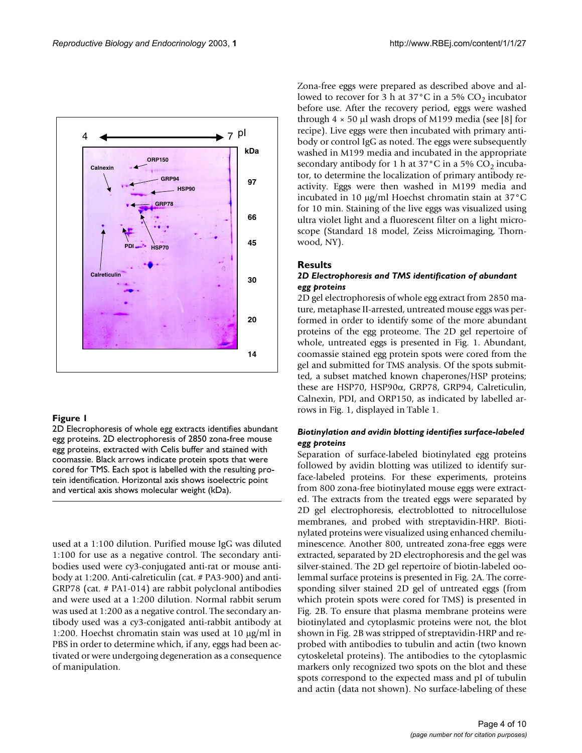**Figure 1**

2D Electrophoresis of whole egg extracts identifies abundant egg proteins. 2D electrophoresis of 2850 zona-free mouse egg proteins, extracted with Celis buffer and stained with coomassie. Black arrows indicate protein spots that were cored for TMS. Each spot is labelled with the resulting protein identification. Horizontal axis shows isoelectric point and vertical axis shows molecular weight (kDa).

used at a 1:100 dilution. Purified mouse IgG was diluted 1:100 for use as a negative control. The secondary antibodies used were cy3-conjugated anti-rat or mouse antibody at 1:200. Anti-calreticulin (cat. # PA3-900) and anti-GRP78 (cat. # PA1-014) are rabbit polyclonal antibodies and were used at a 1:200 dilution. Normal rabbit serum was used at 1:200 as a negative control. The secondary antibody used was a cy3-conjgated anti-rabbit antibody at 1:200. Hoechst chromatin stain was used at 10 μg/ml in PBS in order to determine which, if any, eggs had been activated or were undergoing degeneration as a consequence of manipulation.

Zona-free eggs were prepared as described above and allowed to recover for 3 h at 37°C in a 5% $CO_2$ incubator before use. After the recovery period, eggs were washed through 4 × 50 μl wash drops of M199 media (see [8] for recipe). Live eggs were then incubated with primary antibody or control IgG as noted. The eggs were subsequently washed in M199 media and incubated in the appropriate secondary antibody for 1 h at 37°C in a 5% $CO_2$ incubator, to determine the localization of primary antibody reactivity. Eggs were then washed in M199 media and incubated in 10 μg/ml Hoechst chromatin stain at 37°C for 10 min. Staining of the live eggs was visualized using ultra violet light and a fluorescent filter on a light microscope (Standard 18 model, Zeiss Microimaging, Thornwood, NY).

## Results

### *2D Electrophoresis and TMS identification of abundant egg proteins*

2D gel electrophoresis of whole egg extract from 2850 mature, metaphase II-arrested, untreated mouse eggs was performed in order to identify some of the more abundant proteins of the egg proteome. The 2D gel repertoire of whole, untreated eggs is presented in Fig. 1. Abundant, coomassie stained egg protein spots were cored from the gel and submitted for TMS analysis. Of the spots submitted, a subset matched known chaperones/HSP proteins; these are HSP70, HSP90α, GRP78, GRP94, Calreticulin, Calnexin, PDI, and ORP150, as indicated by labelled arrows in Fig. 1, displayed in Table 1.

### *Biotinylation and avidin blotting identifies surface-labeled egg proteins*

Separation of surface-labeled biotinylated egg proteins followed by avidin blotting was utilized to identify surface-labeled proteins. For these experiments, proteins from 800 zona-free biotinylated mouse eggs were extracted. The extracts from the treated eggs were separated by 2D gel electrophoresis, electroblotted to nitrocellulose membranes, and probed with streptavidin-HRP. Biotinylated proteins were visualized using enhanced chemiluminescence. Another 800, untreated zona-free eggs were extracted, separated by 2D electrophoresis and the gel was silver-stained. The 2D gel repertoire of biotin-labeled oolemmal surface proteins is presented in Fig. 2A. The corresponding silver stained 2D gel of untreated eggs (from which protein spots were cored for TMS) is presented in Fig. 2B. To ensure that plasma membrane proteins were biotinylated and cytoplasmic proteins were not, the blot shown in Fig. 2B was stripped of streptavidin-HRP and reprobed with antibodies to tubulin and actin (two known cytoskeletal proteins). The antibodies to the cytoplasmic markers only recognized two spots on the blot and these spots correspond to the expected mass and pI of tubulin and actin (data not shown). No surface-labeling of these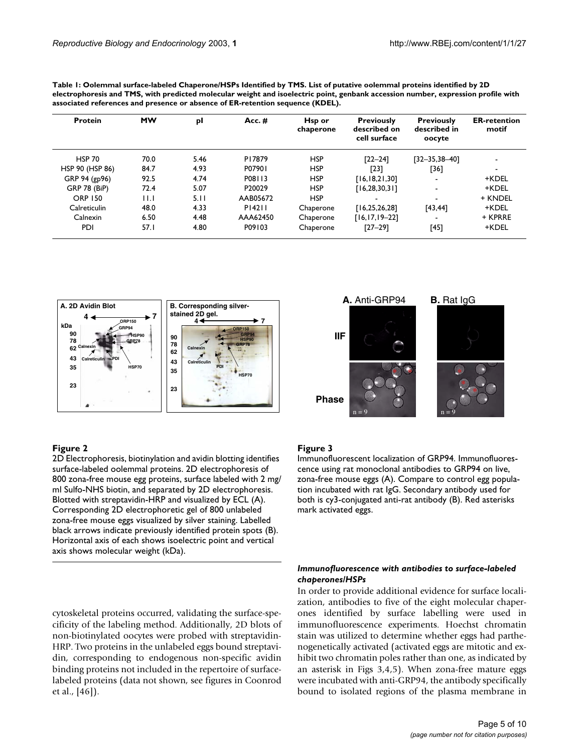**Table 1: Oolemmal surface-labeled Chaperone/HSPs Identified by TMS. List of putative oolemmal proteins identified by 2D electrophoresis and TMS, with predicted molecular weight and isoelectric point, genbank accession number, expression profile with associated references and presence or absence of ER-retention sequence (KDEL).**

| Protein | MW | pI | Acc. # | Hsp or chaperone | Previously described on cell surface | Previously described in oocyte | ER-retention motif |
|---|---|---|---|---|---|---|---|
| HSP 70 | 70.0 | 5.46 | P17879 | HSP | [22–24] | [32–35,38–40] | - |
| HSP 90 (HSP 86) | 84.7 | 4.93 | P07901 | HSP | [23] | [36] | - |
| GRP 94 (gp96) | 92.5 | 4.74 | P08113 | HSP | [16,18,21,30] | - | +KDEL |
| GRP 78 (BiP) | 72.4 | 5.07 | P20029 | HSP | [16,28,30,31] | - | +KDEL |
| ORP 150 | 11.1 | 5.11 | AAB05672 | HSP | - | - | + KNDEL |
| Calreticulin | 48.0 | 4.33 | P14211 | Chaperone | [16,25,26,28] | [43,44] | +KDEL |
| Calnexin | 6.50 | 4.48 | AAA62450 | Chaperone | [16,17,19–22] | - | + KPRRE |
| PDI | 57.1 | 4.80 | P09103 | Chaperone | [27–29] | [45] | +KDEL |

**Figure 2**

2D Electrophoresis, biotinylation and avidin blotting identifies surface-labeled oolemmal proteins. 2D electrophoresis of 800 zona-free mouse egg proteins, surface labeled with 2 mg/ml Sulfo-NHS biotin, and separated by 2D electrophoresis. Blotted with streptavidin-HRP and visualized by ECL (A). Corresponding 2D electrophoretic gel of 800 unlabeled zona-free mouse eggs visualized by silver staining. Labelled black arrows indicate previously identified protein spots (B). Horizontal axis of each shows isoelectric point and vertical axis shows molecular weight (kDa).

**Figure 3**

Immunofluorescent localization of GRP94. Immunofluorescence using rat monoclonal antibodies to GRP94 on live, zona-free mouse eggs (A). Compare to control egg population incubated with rat IgG. Secondary antibody used for both is cy3-conjugated anti-rat antibody (B). Red asterisks mark activated eggs.

cytoskeletal proteins occurred, validating the surface-specificity of the labeling method. Additionally, 2D blots of non-biotinylated oocytes were probed with streptavidin-HRP. Two proteins in the unlabeled eggs bound streptavidin, corresponding to endogenous non-specific avidin binding proteins not included in the repertoire of surface-labeled proteins (data not shown, see figures in Coonrod et al., [46]).

### *Immunofluorescence with antibodies to surface-labeled chaperones/HSPs*

In order to provide additional evidence for surface localization, antibodies to five of the eight molecular chaperones identified by surface labelling were used in immunofluorescence experiments. Hoechst chromatin stain was utilized to determine whether eggs had parthenogenetically activated (activated eggs are mitotic and exhibit two chromatin poles rather than one, as indicated by an asterisk in Figs 3,4,5). When zona-free mature eggs were incubated with anti-GRP94, the antibody specifically bound to isolated regions of the plasma membrane in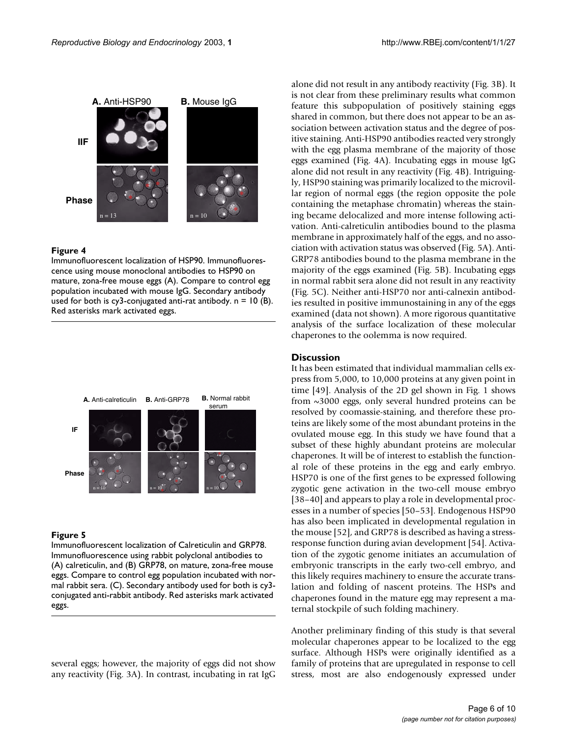**Figure 4**

Immunofluorescent localization of HSP90. Immunofluorescence using mouse monoclonal antibodies to HSP90 on mature, zona-free mouse eggs (A). Compare to control egg population incubated with mouse IgG. Secondary antibody used for both is cy3-conjugated anti-rat antibody. n = 10 (B). Red asterisks mark activated eggs.

**Figure 5**

Immunofluorescent localization of Calreticulin and GRP78. Immunofluorescence using rabbit polyclonal antibodies to (A) calreticulin, and (B) GRP78, on mature, zona-free mouse eggs. Compare to control egg population incubated with normal rabbit sera. (C). Secondary antibody used for both is cy3-conjugated anti-rabbit antibody. Red asterisks mark activated eggs.

several eggs; however, the majority of eggs did not show any reactivity (Fig. 3A). In contrast, incubating in rat IgG alone did not result in any antibody reactivity (Fig. 3B). It is not clear from these preliminary results what common feature this subpopulation of positively staining eggs shared in common, but there does not appear to be an association between activation status and the degree of positive staining. Anti-HSP90 antibodies reacted very strongly with the egg plasma membrane of the majority of those eggs examined (Fig. 4A). Incubating eggs in mouse IgG alone did not result in any reactivity (Fig. 4B). Intriguingly, HSP90 staining was primarily localized to the microvillar region of normal eggs (the region opposite the pole containing the metaphase chromatin) whereas the staining became delocalized and more intense following activation. Anti-calreticulin antibodies bound to the plasma membrane in approximately half of the eggs, and no association with activation status was observed (Fig. 5A). Anti-GRP78 antibodies bound to the plasma membrane in the majority of the eggs examined (Fig. 5B). Incubating eggs in normal rabbit sera alone did not result in any reactivity (Fig. 5C). Neither anti-HSP70 nor anti-calnexin antibodies resulted in positive immunostaining in any of the eggs examined (data not shown). A more rigorous quantitative analysis of the surface localization of these molecular chaperones to the oolemma is now required.

## Discussion

It has been estimated that individual mammalian cells express from 5,000, to 10,000 proteins at any given point in time [49]. Analysis of the 2D gel shown in Fig. 1 shows from ~3000 eggs, only several hundred proteins can be resolved by coomassie-staining, and therefore these proteins are likely some of the most abundant proteins in the ovulated mouse egg. In this study we have found that a subset of these highly abundant proteins are molecular chaperones. It will be of interest to establish the functional role of these proteins in the egg and early embryo. HSP70 is one of the first genes to be expressed following zygotic gene activation in the two-cell mouse embryo [38–40] and appears to play a role in developmental processes in a number of species [50–53]. Endogenous HSP90 has also been implicated in developmental regulation in the mouse [52], and GRP78 is described as having a stress-response function during avian development [54]. Activation of the zygotic genome initiates an accumulation of embryonic transcripts in the early two-cell embryo, and this likely requires machinery to ensure the accurate translation and folding of nascent proteins. The HSPs and chaperones found in the mature egg may represent a maternal stockpile of such folding machinery.

Another preliminary finding of this study is that several molecular chaperones appear to be localized to the egg surface. Although HSPs were originally identified as a family of proteins that are upregulated in response to cell stress, most are also endogenously expressed under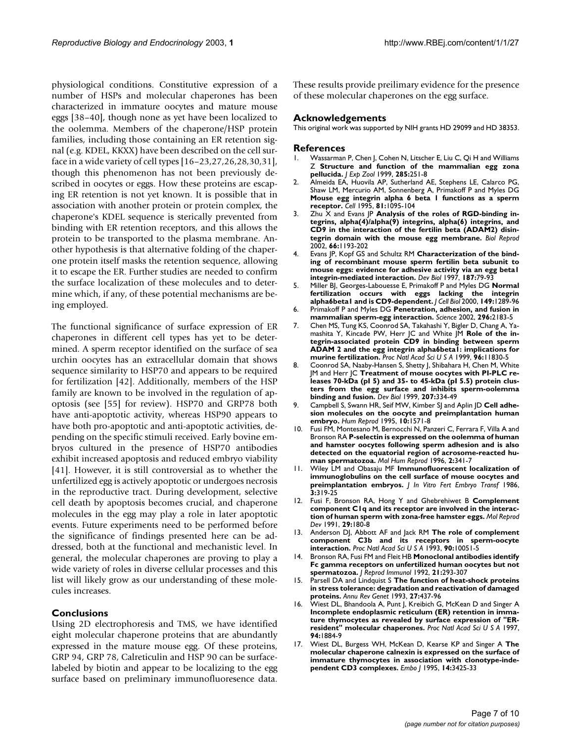physiological conditions. Constitutive expression of a number of HSPs and molecular chaperones has been characterized in immature oocytes and mature mouse eggs [38–40], though none as yet have been localized to the oolemma. Members of the chaperone/HSP protein families, including those containing an ER retention signal (e.g. KDEL, KKXX) have been described on the cell surface in a wide variety of cell types [16–23,27,26,28,30,31], though this phenomenon has not been previously described in oocytes or eggs. How these proteins are escaping ER retention is not yet known. It is possible that in association with another protein or protein complex, the chaperone's KDEL sequence is sterically prevented from binding with ER retention receptors, and this allows the protein to be transported to the plasma membrane. Another hypothesis is that alternative folding of the chaperone protein itself masks the retention sequence, allowing it to escape the ER. Further studies are needed to confirm the surface localization of these molecules and to determine which, if any, of these potential mechanisms are being employed.

The functional significance of surface expression of ER chaperones in different cell types has yet to be determined. A sperm receptor identified on the surface of sea urchin oocytes has an extracellular domain that shows sequence similarity to HSP70 and appears to be required for fertilization [42]. Additionally, members of the HSP family are known to be involved in the regulation of apoptosis (see [55] for review). HSP70 and GRP78 both have anti-apoptotic activity, whereas HSP90 appears to have both pro-apoptotic and anti-apoptotic activities, depending on the specific stimuli received. Early bovine embryos cultured in the presence of HSP70 antibodies exhibit increased apoptosis and reduced embryo viability [41]. However, it is still controversial as to whether the unfertilized egg is actively apoptotic or undergoes necrosis in the reproductive tract. During development, selective cell death by apoptosis becomes crucial, and chaperone molecules in the egg may play a role in later apoptotic events. Future experiments need to be performed before the significance of findings presented here can be addressed, both at the functional and mechanistic level. In general, the molecular chaperones are proving to play a wide variety of roles in diverse cellular processes and this list will likely grow as our understanding of these molecules increases.

## Conclusions

Using 2D electrophoresis and TMS, we have identified eight molecular chaperone proteins that are abundantly expressed in the mature mouse egg. Of these proteins, GRP 94, GRP 78, Calreticulin and HSP 90 can be surface-labeled by biotin and appear to be localizing to the egg surface based on preliminary immunofluoresence data. These results provide preilimary evidence for the presence of these molecular chaperones on the egg surface.

## Acknowledgements

This original work was supported by NIH grants HD 29099 and HD 38353.

## References

1. Wassarman P, Chen J, Cohen N, Litscher E, Liu C, Qi H and Williams Z **Structure and function of the mammalian egg zona pellucida.** *J Exp Zool* 1999, **285:**251-8
2. Almeida EA, Huovila AP, Sutherland AE, Stephens LE, Calarco PG, Shaw LM, Mercurio AM, Sonnenberg A, Primakoff P and Myles DG **Mouse egg integrin alpha 6 beta 1 functions as a sperm receptor.** *Cell* 1995, **81:**1095-104
3. Zhu X and Evans JP **Analysis of the roles of RGD-binding integrins, alpha(4)/alpha(9) integrins, alpha(6) integrins, and CD9 in the interaction of the fertilin beta (ADAM2) disintegrin domain with the mouse egg membrane.** *Biol Reprod* 2002, **66:**1193-202
4. Evans JP, Kopf GS and Schultz RM **Characterization of the binding of recombinant mouse sperm fertilin beta subunit to mouse eggs: evidence for adhesive activity via an egg beta1 integrin-mediated interaction.** *Dev Biol* 1997, **187:**79-93
5. Miller BJ, Georges-Labouesse E, Primakoff P and Myles DG **Normal fertilization occurs with eggs lacking the integrin alpha6beta1 and is CD9-dependent.** *J Cell Biol* 2000, **149:**1289-96
6. Primakoff P and Myles DG **Penetration, adhesion, and fusion in mammalian sperm-egg interaction.** *Science* 2002, **296:**2183-5
7. Chen MS, Tung KS, Coonrod SA, Takahashi Y, Bigler D, Chang A, Yamashita Y, Kincade PW, Herr JC and White JM **Role of the integrin-associated protein CD9 in binding between sperm ADAM 2 and the egg integrin alpha6beta1: implications for murine fertilization.** *Proc Natl Acad Sci U S A* 1999, **96:**11830-5
8. Coonrod SA, Naaby-Hansen S, Shetty J, Shibahara H, Chen M, White JM and Herr JC **Treatment of mouse oocytes with PI-PLC releases 70-kDa (pI 5) and 35- to 45-kDa (pI 5.5) protein clusters from the egg surface and inhibits sperm-oolemma binding and fusion.** *Dev Biol* 1999, **207:**334-49
9. Campbell S, Swann HR, Seif MW, Kimber SJ and Aplin JD **Cell adhesion molecules on the oocyte and preimplantation human embryo.** *Hum Reprod* 1995, **10:**1571-8
10. Fusi FM, Montesano M, Bernocchi N, Panzeri C, Ferrara F, Villa A and Bronson RA **P-selectin is expressed on the oolemma of human and hamster oocytes following sperm adhesion and is also detected on the equatorial region of acrosome-reacted human spermatozoa.** *Mol Hum Reprod* 1996, **2:**341-7
11. Wiley LM and Obasaju MF **Immunofluorescent localization of immunoglobulins on the cell surface of mouse oocytes and preimplantation embryos.** *J In Vitro Fert Embryo Transf* 1986, **3:**319-25
12. Fusi F, Bronson RA, Hong Y and Ghebrehiwet B **Complement component C1q and its receptor are involved in the interaction of human sperm with zona-free hamster eggs.** *Mol Reprod Dev* 1991, **29:**180-8
13. Anderson DJ, Abbott AF and Jack RM **The role of complement component C3b and its receptors in sperm-oocyte interaction.** *Proc Natl Acad Sci U S A* 1993, **90:**10051-5
14. Bronson RA, Fusi FM and Fleit HB **Monoclonal antibodies identify Fc gamma receptors on unfertilized human oocytes but not spermatozoa.** *J Reprod Immunol* 1992, **21:**293-307
15. Parsell DA and Lindquist S **The function of heat-shock proteins in stress tolerance: degradation and reactivation of damaged proteins.** *Annu Rev Genet* 1993, **27:**437-96
16. Wiest DL, Bhandoola A, Punt J, Kreibich G, McKean D and Singer A **Incomplete endoplasmic reticulum (ER) retention in immature thymocytes as revealed by surface expression of "ER-resident" molecular chaperones.** *Proc Natl Acad Sci U S A* 1997, **94:**1884-9
17. Wiest DL, Burgess WH, McKean D, Kearse KP and Singer A **The molecular chaperone calnexin is expressed on the surface of immature thymocytes in association with clonotype-independent CD3 complexes.** *Embo J* 1995, **14:**3425-33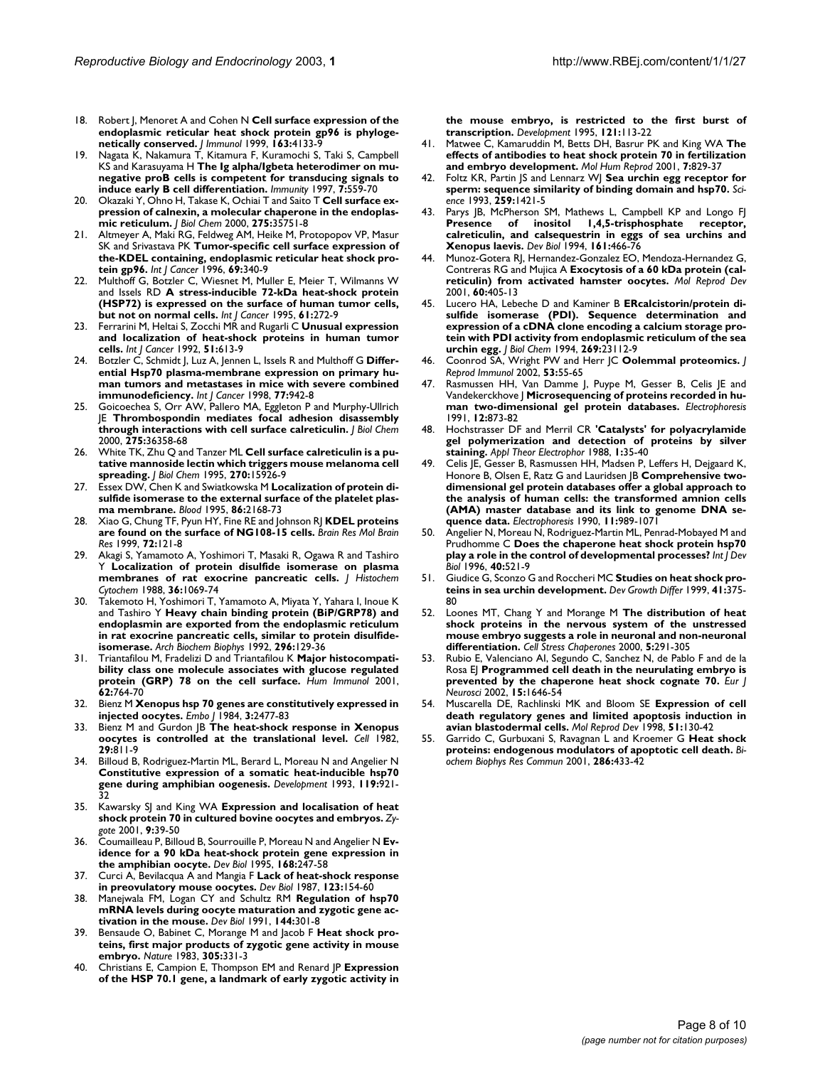18. Robert J, Menoret A and Cohen N **Cell surface expression of the endoplasmic reticular heat shock protein gp96 is phylogenetically conserved.** *J Immunol* 1999, **163:**4133-9
19. Nagata K, Nakamura T, Kitamura F, Kuramochi S, Taki S, Campbell KS and Karasuyama H **The Ig alpha/Igbeta heterodimer on mu-negative proB cells is competent for transducing signals to induce early B cell differentiation.** *Immunity* 1997, **7:**559-70
20. Okazaki Y, Ohno H, Takase K, Ochiai T and Saito T **Cell surface expression of calnexin, a molecular chaperone in the endoplasmic reticulum.** *J Biol Chem* 2000, **275:**35751-8
21. Altmeyer A, Maki RG, Feldweg AM, Heike M, Protopopov VP, Masur SK and Srivastava PK **Tumor-specific cell surface expression of the-KDEL containing, endoplasmic reticular heat shock protein gp96.** *Int J Cancer* 1996, **69:**340-9
22. Multhoff G, Botzler C, Wiesnet M, Muller E, Meier T, Wilmanns W and Issels RD **A stress-inducible 72-kDa heat-shock protein (HSP72) is expressed on the surface of human tumor cells, but not on normal cells.** *Int J Cancer* 1995, **61:**272-9
23. Ferrarini M, Heltai S, Zocchi MR and Rugarli C **Unusual expression and localization of heat-shock proteins in human tumor cells.** *Int J Cancer* 1992, **51:**613-9
24. Botzler C, Schmidt J, Luz A, Jennen L, Issels R and Multhoff G **Differential Hsp70 plasma-membrane expression on primary human tumors and metastases in mice with severe combined immunodeficiency.** *Int J Cancer* 1998, **77:**942-8
25. Goicoechea S, Orr AW, Pallero MA, Eggleton P and Murphy-Ullrich JE **Thrombospondin mediates focal adhesion disassembly through interactions with cell surface calreticulin.** *J Biol Chem* 2000, **275:**36358-68
26. White TK, Zhu Q and Tanzer ML **Cell surface calreticulin is a putative mannoside lectin which triggers mouse melanoma cell spreading.** *J Biol Chem* 1995, **270:**15926-9
27. Essex DW, Chen K and Swiatkowska M **Localization of protein disulfide isomerase to the external surface of the platelet plasma membrane.** *Blood* 1995, **86:**2168-73
28. Xiao G, Chung TF, Pyun HY, Fine RE and Johnson RJ **KDEL proteins are found on the surface of NG108-15 cells.** *Brain Res Mol Brain Res* 1999, **72:**121-8
29. Akagi S, Yamamoto A, Yoshimori T, Masaki R, Ogawa R and Tashiro Y **Localization of protein disulfide isomerase on plasma membranes of rat exocrine pancreatic cells.** *J Histochem Cytochem* 1988, **36:**1069-74
30. Takemoto H, Yoshimori T, Yamamoto A, Miyata Y, Yahara I, Inoue K and Tashiro Y **Heavy chain binding protein (BiP/GRP78) and endoplasmin are exported from the endoplasmic reticulum in rat exocrine pancreatic cells, similar to protein disulfide-isomerase.** *Arch Biochem Biophys* 1992, **296:**129-36
31. Triantafilou M, Fradelizi D and Triantafilou K **Major histocompatibility class one molecule associates with glucose regulated protein (GRP) 78 on the cell surface.** *Hum Immunol* 2001, **62:**764-70
32. Bienz M **Xenopus hsp 70 genes are constitutively expressed in injected oocytes.** *Embo J* 1984, **3:**2477-83
33. Bienz M and Gurdon JB **The heat-shock response in Xenopus oocytes is controlled at the translational level.** *Cell* 1982, **29:**811-9
34. Billoud B, Rodriguez-Martin ML, Berard L, Moreau N and Angelier N **Constitutive expression of a somatic heat-inducible hsp70 gene during amphibian oogenesis.** *Development* 1993, **119:**921-32
35. Kawarsky SJ and King WA **Expression and localisation of heat shock protein 70 in cultured bovine oocytes and embryos.** *Zygote* 2001, **9:**39-50
36. Coumailleau P, Billoud B, Sourrouille P, Moreau N and Angelier N **Evidence for a 90 kDa heat-shock protein gene expression in the amphibian oocyte.** *Dev Biol* 1995, **168:**247-58
37. Curci A, Bevilacqua A and Mangia F **Lack of heat-shock response in preovulatory mouse oocytes.** *Dev Biol* 1987, **123:**154-60
38. Manejwala FM, Logan CY and Schultz RM **Regulation of hsp70 mRNA levels during oocyte maturation and zygotic gene activation in the mouse.** *Dev Biol* 1991, **144:**301-8
39. Bensaude O, Babinet C, Morange M and Jacob F **Heat shock proteins, first major products of zygotic gene activity in mouse embryo.** *Nature* 1983, **305:**331-3
40. Christians E, Campion E, Thompson EM and Renard JP **Expression of the HSP 70.1 gene, a landmark of early zygotic activity in the mouse embryo, is restricted to the first burst of transcription.** *Development* 1995, **121:**113-22
41. Matwee C, Kamaruddin M, Betts DH, Basrur PK and King WA **The effects of antibodies to heat shock protein 70 in fertilization and embryo development.** *Mol Hum Reprod* 2001, **7:**829-37
42. Foltz KR, Partin JS and Lennarz WJ **Sea urchin egg receptor for sperm: sequence similarity of binding domain and hsp70.** *Science* 1993, **259:**1421-5
43. Parys JB, McPherson SM, Mathews L, Campbell KP and Longo FJ **Presence of inositol 1,4,5-trisphosphate receptor, calreticulin, and calsequestrin in eggs of sea urchins and Xenopus laevis.** *Dev Biol* 1994, **161:**466-76
44. Munoz-Gotera RJ, Hernandez-Gonzalez EO, Mendoza-Hernandez G, Contreras RG and Mujica A **Exocytosis of a 60 kDa protein (calreticulin) from activated hamster oocytes.** *Mol Reprod Dev* 2001, **60:**405-13
45. Lucero HA, Lebeche D and Kaminer B **ERcalcistorin/protein disulfide isomerase (PDI). Sequence determination and expression of a cDNA clone encoding a calcium storage protein with PDI activity from endoplasmic reticulum of the sea urchin egg.** *J Biol Chem* 1994, **269:**23112-9
46. Coonrod SA, Wright PW and Herr JC **Oolemmal proteomics.** *J Reprod Immunol* 2002, **53:**55-65
47. Rasmussen HH, Van Damme J, Puype M, Gesser B, Celis JE and Vandekerckhove J **Microsequencing of proteins recorded in human two-dimensional gel protein databases.** *Electrophoresis* 1991, **12:**873-82
48. Hochstrasser DF and Merril CR **'Catalysts' for polyacrylamide gel polymerization and detection of proteins by silver staining.** *Appl Theor Electrophor* 1988, **1:**35-40
49. Celis JE, Gesser B, Rasmussen HH, Madsen P, Leffers H, Dejgaard K, Honore B, Olsen E, Ratz G and Lauridsen JB **Comprehensive two-dimensional gel protein databases offer a global approach to the analysis of human cells: the transformed amnion cells (AMA) master database and its link to genome DNA sequence data.** *Electrophoresis* 1990, **11:**989-1071
50. Angelier N, Moreau N, Rodriguez-Martin ML, Penrad-Mobayed M and Prudhomme C **Does the chaperone heat shock protein hsp70 play a role in the control of developmental processes?** *Int J Dev Biol* 1996, **40:**521-9
51. Giudice G, Sconzo G and Roccheri MC **Studies on heat shock proteins in sea urchin development.** *Dev Growth Differ* 1999, **41:**375-80
52. Loones MT, Chang Y and Morange M **The distribution of heat shock proteins in the nervous system of the unstressed mouse embryo suggests a role in neuronal and non-neuronal differentiation.** *Cell Stress Chaperones* 2000, **5:**291-305
53. Rubio E, Valenciano AI, Segundo C, Sanchez N, de Pablo F and de la Rosa EJ **Programmed cell death in the neurulating embryo is prevented by the chaperone heat shock cognate 70.** *Eur J Neurosci* 2002, **15:**1646-54
54. Muscarella DE, Rachlinski MK and Bloom SE **Expression of cell death regulatory genes and limited apoptosis induction in avian blastodermal cells.** *Mol Reprod Dev* 1998, **51:**130-42
55. Garrido C, Gurbuxani S, Ravagnan L and Kroemer G **Heat shock proteins: endogenous modulators of apoptotic cell death.** *Biochem Biophys Res Commun* 2001, **286:**433-42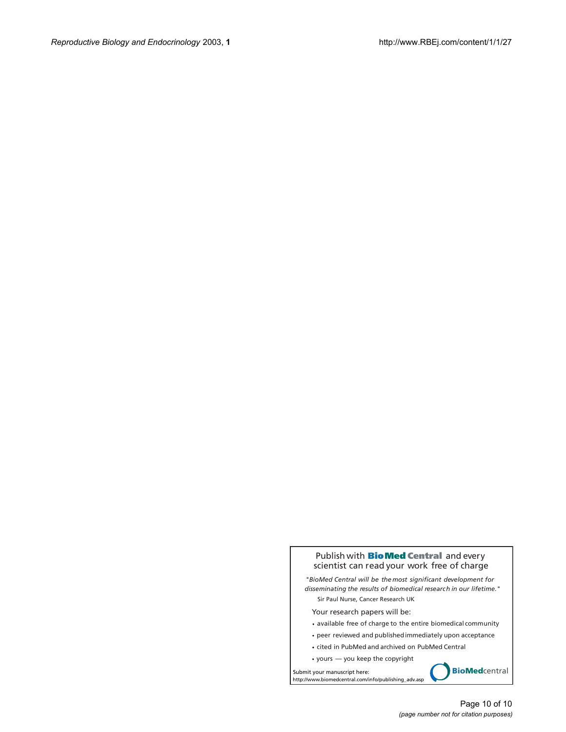Publish with **BioMed Central** and every scientist can read your work free of charge

*"BioMed Central will be the most significant development for disseminating the results of biomedical research in our lifetime."*

Sir Paul Nurse, Cancer Research UK

Your research papers will be:

- available free of charge to the entire biomedical community
- peer reviewed and published immediately upon acceptance
- cited in PubMed and archived on PubMed Central
- yours — you keep the copyright

Submit your manuscript here:
http://www.biomedcentral.com/info/publishing_adv.asp

**BioMed**central